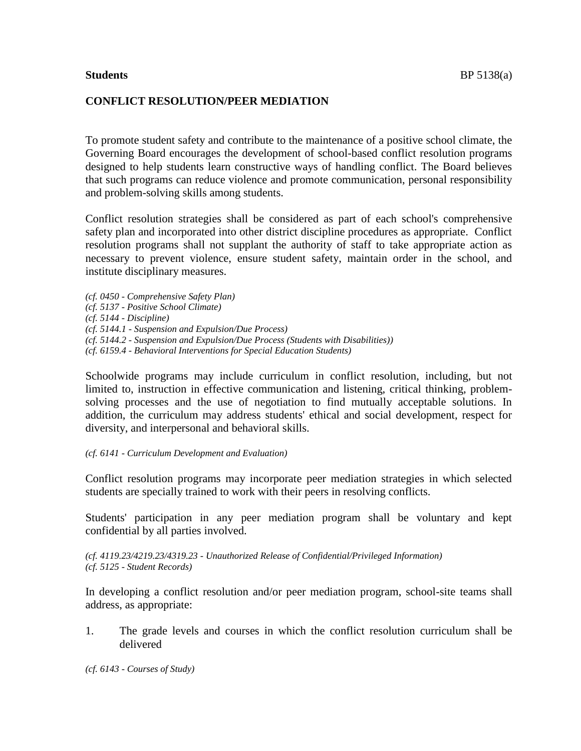**Students** BP 5138(a)

**CONFLICT RESOLUTION/PEER MEDIATION**

To promote student safety and contribute to the maintenance of a positive school climate, the Governing Board encourages the development of school-based conflict resolution programs designed to help students learn constructive ways of handling conflict. The Board believes that such programs can reduce violence and promote communication, personal responsibility and problem-solving skills among students.

Conflict resolution strategies shall be considered as part of each school's comprehensive safety plan and incorporated into other district discipline procedures as appropriate. Conflict resolution programs shall not supplant the authority of staff to take appropriate action as necessary to prevent violence, ensure student safety, maintain order in the school, and institute disciplinary measures.

*(cf. 0450 - Comprehensive Safety Plan)*
*(cf. 5137 - Positive School Climate)*
*(cf. 5144 - Discipline)*
*(cf. 5144.1 - Suspension and Expulsion/Due Process)*
*(cf. 5144.2 - Suspension and Expulsion/Due Process (Students with Disabilities))*
*(cf. 6159.4 - Behavioral Interventions for Special Education Students)*

Schoolwide programs may include curriculum in conflict resolution, including, but not limited to, instruction in effective communication and listening, critical thinking, problem-solving processes and the use of negotiation to find mutually acceptable solutions. In addition, the curriculum may address students' ethical and social development, respect for diversity, and interpersonal and behavioral skills.

*(cf. 6141 - Curriculum Development and Evaluation)*

Conflict resolution programs may incorporate peer mediation strategies in which selected students are specially trained to work with their peers in resolving conflicts.

Students' participation in any peer mediation program shall be voluntary and kept confidential by all parties involved.

*(cf. 4119.23/4219.23/4319.23 - Unauthorized Release of Confidential/Privileged Information)*
*(cf. 5125 - Student Records)*

In developing a conflict resolution and/or peer mediation program, school-site teams shall address, as appropriate:

1. The grade levels and courses in which the conflict resolution curriculum shall be delivered

*(cf. 6143 - Courses of Study)*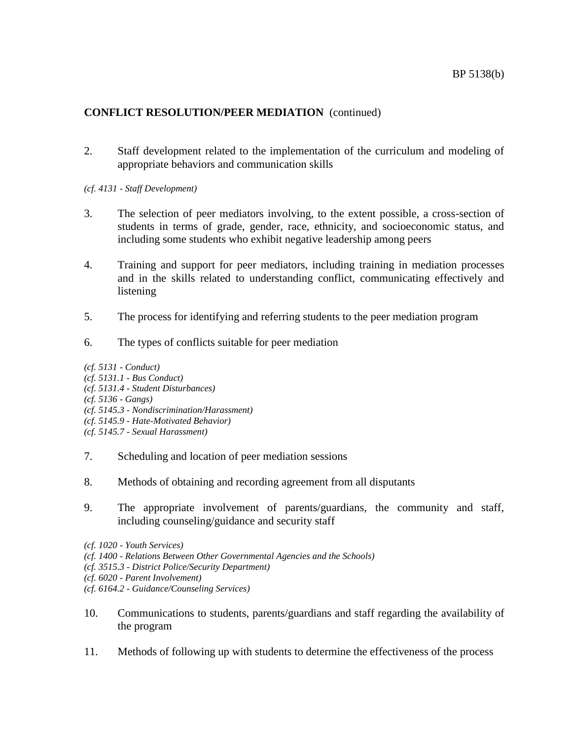**CONFLICT RESOLUTION/PEER MEDIATION** (continued)

2. Staff development related to the implementation of the curriculum and modeling of appropriate behaviors and communication skills

*(cf. 4131 - Staff Development)*

3. The selection of peer mediators involving, to the extent possible, a cross-section of students in terms of grade, gender, race, ethnicity, and socioeconomic status, and including some students who exhibit negative leadership among peers

4. Training and support for peer mediators, including training in mediation processes and in the skills related to understanding conflict, communicating effectively and listening

5. The process for identifying and referring students to the peer mediation program

6. The types of conflicts suitable for peer mediation

*(cf. 5131 - Conduct)*
*(cf. 5131.1 - Bus Conduct)*
*(cf. 5131.4 - Student Disturbances)*
*(cf. 5136 - Gangs)*
*(cf. 5145.3 - Nondiscrimination/Harassment)*
*(cf. 5145.9 - Hate-Motivated Behavior)*
*(cf. 5145.7 - Sexual Harassment)*

7. Scheduling and location of peer mediation sessions

8. Methods of obtaining and recording agreement from all disputants

9. The appropriate involvement of parents/guardians, the community and staff, including counseling/guidance and security staff

*(cf. 1020 - Youth Services)*
*(cf. 1400 - Relations Between Other Governmental Agencies and the Schools)*
*(cf. 3515.3 - District Police/Security Department)*
*(cf. 6020 - Parent Involvement)*
*(cf. 6164.2 - Guidance/Counseling Services)*

10. Communications to students, parents/guardians and staff regarding the availability of the program

11. Methods of following up with students to determine the effectiveness of the process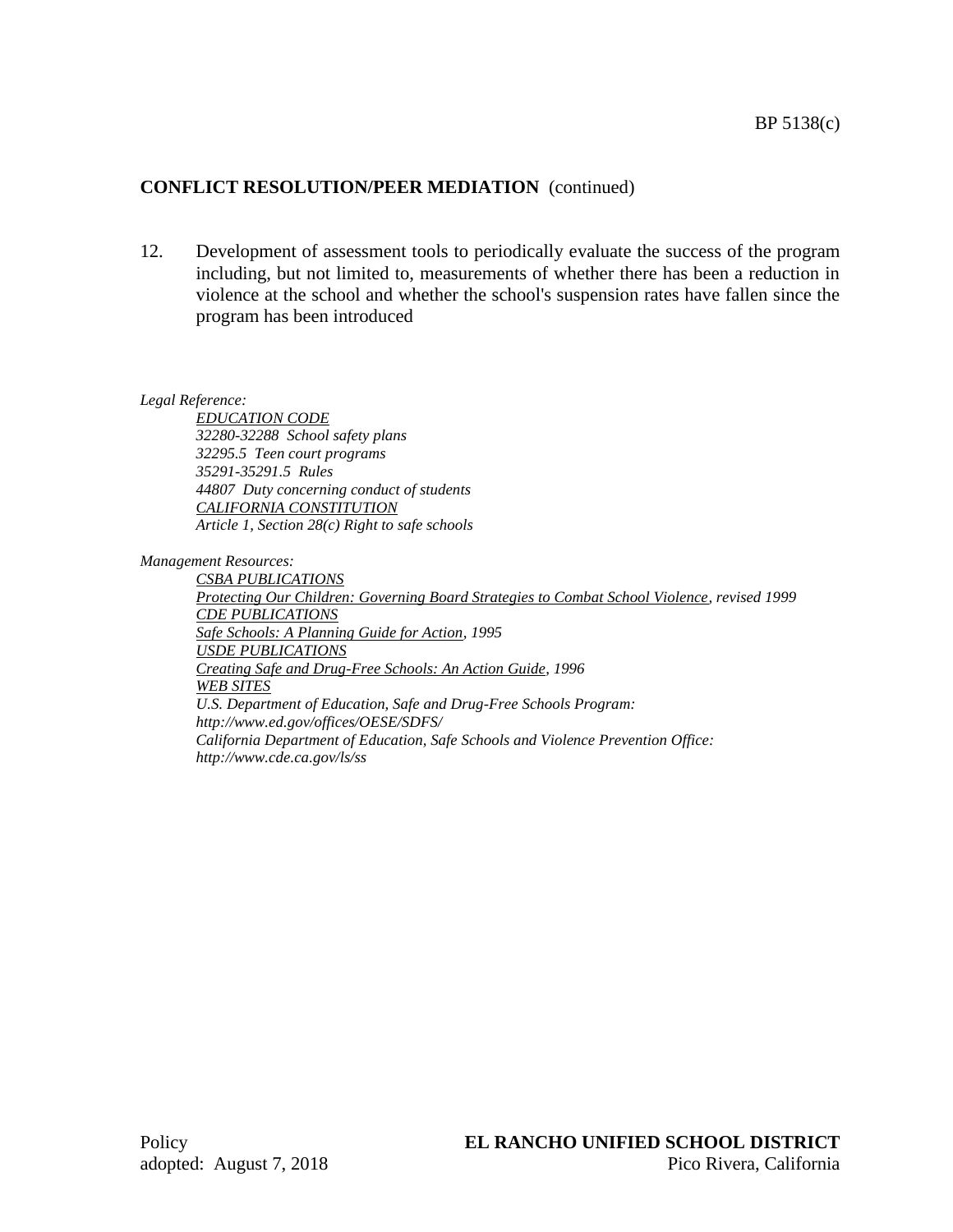**CONFLICT RESOLUTION/PEER MEDIATION** (continued)

12. Development of assessment tools to periodically evaluate the success of the program including, but not limited to, measurements of whether there has been a reduction in violence at the school and whether the school's suspension rates have fallen since the program has been introduced

*Legal Reference:*

*EDUCATION CODE*
*32280-32288 School safety plans*
*32295.5 Teen court programs*
*35291-35291.5 Rules*
*44807 Duty concerning conduct of students*
*CALIFORNIA CONSTITUTION*
*Article 1, Section 28(c) Right to safe schools*

*Management Resources:*

*CSBA PUBLICATIONS*
*Protecting Our Children: Governing Board Strategies to Combat School Violence, revised 1999*
*CDE PUBLICATIONS*
*Safe Schools: A Planning Guide for Action, 1995*
*USDE PUBLICATIONS*
*Creating Safe and Drug-Free Schools: An Action Guide, 1996*
*WEB SITES*
*U.S. Department of Education, Safe and Drug-Free Schools Program: http://www.ed.gov/offices/OESE/SDFS/*
*California Department of Education, Safe Schools and Violence Prevention Office: http://www.cde.ca.gov/ls/ss*

Policy
adopted: August 7, 2018

**EL RANCHO UNIFIED SCHOOL DISTRICT**
Pico Rivera, California